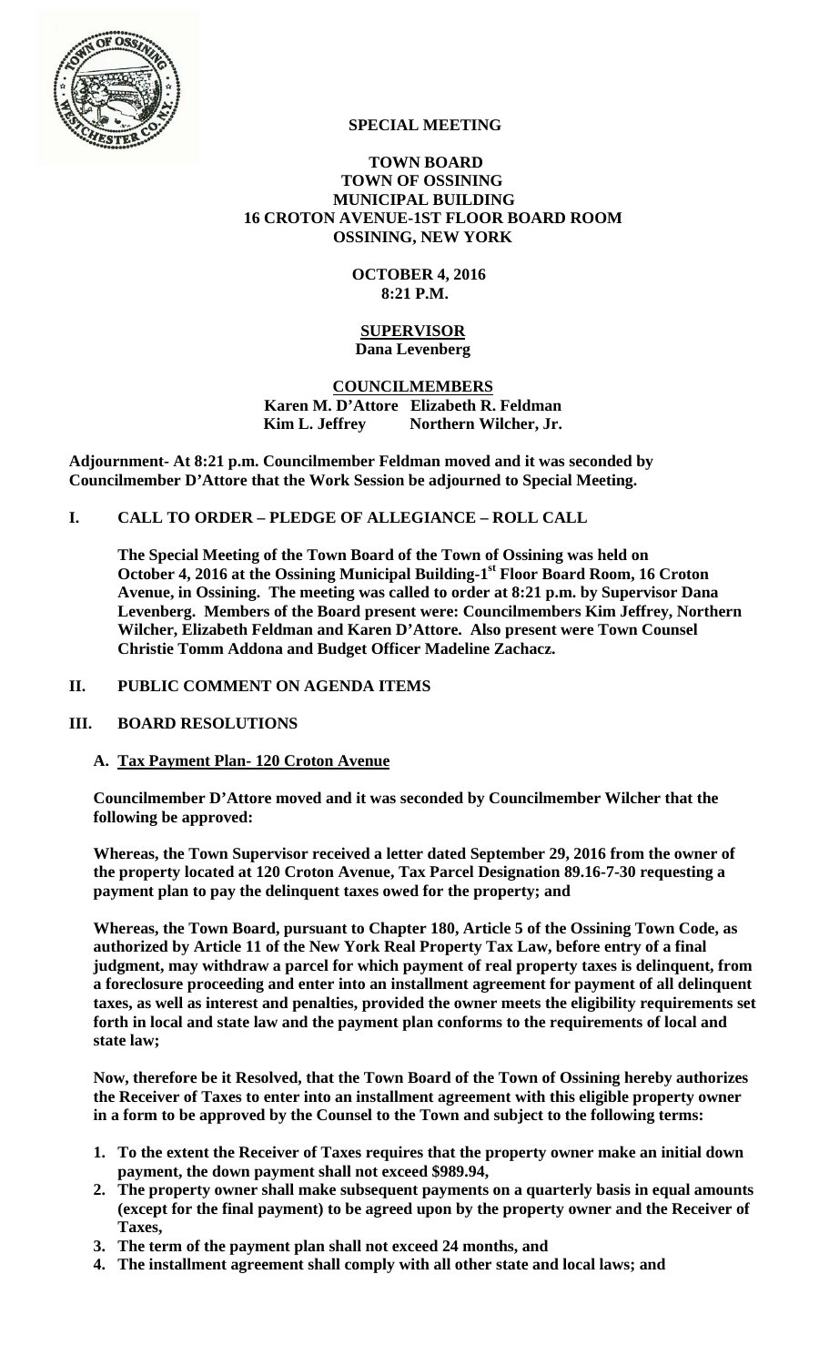**SPECIAL MEETING**

**TOWN BOARD**
**TOWN OF OSSINING**
**MUNICIPAL BUILDING**
**16 CROTON AVENUE-1ST FLOOR BOARD ROOM**
**OSSINING, NEW YORK**

**OCTOBER 4, 2016**
**8:21 P.M.**

**SUPERVISOR**
**Dana Levenberg**

**COUNCILMEMBERS**
**Karen M. D'Attore Elizabeth R. Feldman**
**Kim L. Jeffrey Northern Wilcher, Jr.**

**Adjournment- At 8:21 p.m. Councilmember Feldman moved and it was seconded by Councilmember D'Attore that the Work Session be adjourned to Special Meeting.**

## I. CALL TO ORDER – PLEDGE OF ALLEGIANCE – ROLL CALL

**The Special Meeting of the Town Board of the Town of Ossining was held on October 4, 2016 at the Ossining Municipal Building-1st Floor Board Room, 16 Croton Avenue, in Ossining. The meeting was called to order at 8:21 p.m. by Supervisor Dana Levenberg. Members of the Board present were: Councilmembers Kim Jeffrey, Northern Wilcher, Elizabeth Feldman and Karen D'Attore. Also present were Town Counsel Christie Tomm Addona and Budget Officer Madeline Zachacz.**

## II. PUBLIC COMMENT ON AGENDA ITEMS

## III. BOARD RESOLUTIONS

### A. Tax Payment Plan- 120 Croton Avenue

**Councilmember D'Attore moved and it was seconded by Councilmember Wilcher that the following be approved:**

**Whereas, the Town Supervisor received a letter dated September 29, 2016 from the owner of the property located at 120 Croton Avenue, Tax Parcel Designation 89.16-7-30 requesting a payment plan to pay the delinquent taxes owed for the property; and**

**Whereas, the Town Board, pursuant to Chapter 180, Article 5 of the Ossining Town Code, as authorized by Article 11 of the New York Real Property Tax Law, before entry of a final judgment, may withdraw a parcel for which payment of real property taxes is delinquent, from a foreclosure proceeding and enter into an installment agreement for payment of all delinquent taxes, as well as interest and penalties, provided the owner meets the eligibility requirements set forth in local and state law and the payment plan conforms to the requirements of local and state law;**

**Now, therefore be it Resolved, that the Town Board of the Town of Ossining hereby authorizes the Receiver of Taxes to enter into an installment agreement with this eligible property owner in a form to be approved by the Counsel to the Town and subject to the following terms:**

1. **To the extent the Receiver of Taxes requires that the property owner make an initial down payment, the down payment shall not exceed $989.94,**
2. **The property owner shall make subsequent payments on a quarterly basis in equal amounts (except for the final payment) to be agreed upon by the property owner and the Receiver of Taxes,**
3. **The term of the payment plan shall not exceed 24 months, and**
4. **The installment agreement shall comply with all other state and local laws; and**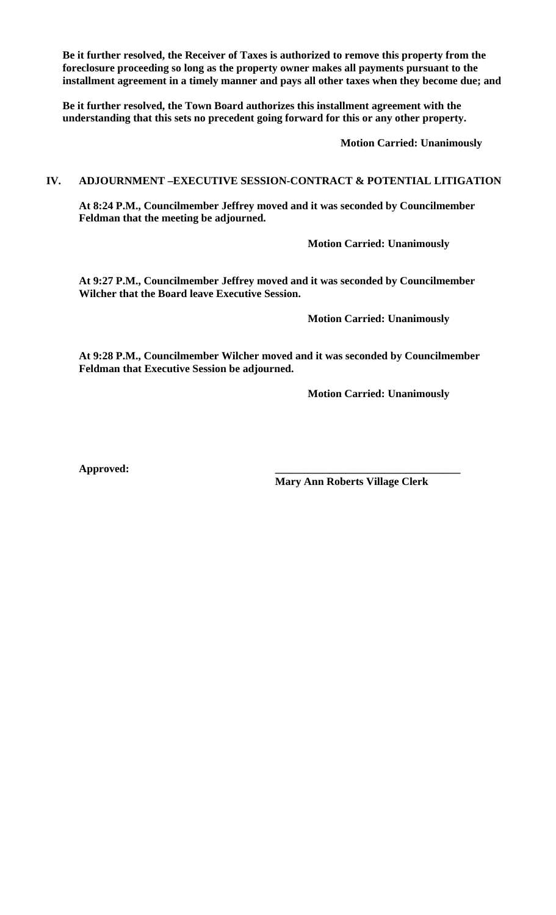**Be it further resolved, the Receiver of Taxes is authorized to remove this property from the foreclosure proceeding so long as the property owner makes all payments pursuant to the installment agreement in a timely manner and pays all other taxes when they become due; and**

**Be it further resolved, the Town Board authorizes this installment agreement with the understanding that this sets no precedent going forward for this or any other property.**

**Motion Carried: Unanimously**

## IV. ADJOURNMENT –EXECUTIVE SESSION-CONTRACT & POTENTIAL LITIGATION

**At 8:24 P.M., Councilmember Jeffrey moved and it was seconded by Councilmember Feldman that the meeting be adjourned.**

**Motion Carried: Unanimously**

**At 9:27 P.M., Councilmember Jeffrey moved and it was seconded by Councilmember Wilcher that the Board leave Executive Session.**

**Motion Carried: Unanimously**

**At 9:28 P.M., Councilmember Wilcher moved and it was seconded by Councilmember Feldman that Executive Session be adjourned.**

**Motion Carried: Unanimously**

**Approved:** ___________________________________

**Mary Ann Roberts Village Clerk**